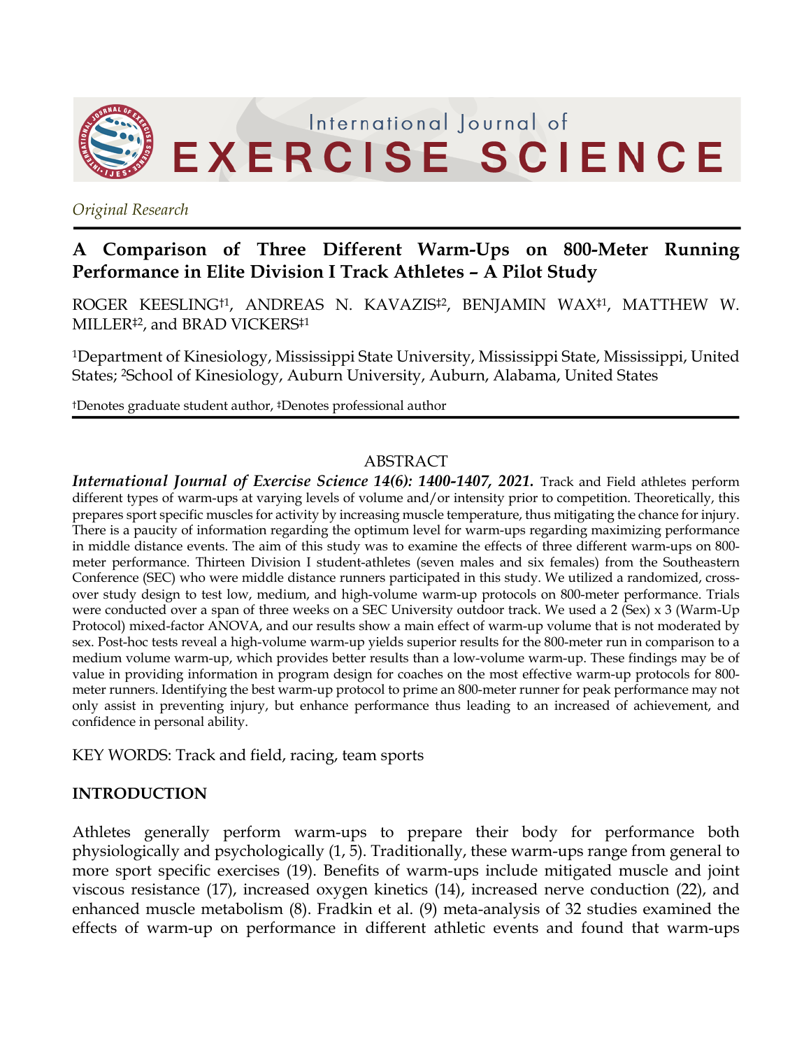*Original Research*

# A Comparison of Three Different Warm-Ups on 800-Meter Running Performance in Elite Division I Track Athletes – A Pilot Study

ROGER KEESLING†[1], ANDREAS N. KAVAZIS‡[2], BENJAMIN WAX‡[1], MATTHEW W. MILLER‡[2], and BRAD VICKERS‡[1]

[1]Department of Kinesiology, Mississippi State University, Mississippi State, Mississippi, United States; [2]School of Kinesiology, Auburn University, Auburn, Alabama, United States

†Denotes graduate student author, ‡Denotes professional author

## ABSTRACT

***International Journal of Exercise Science 14(6): 1400-1407, 2021.*** Track and Field athletes perform different types of warm-ups at varying levels of volume and/or intensity prior to competition. Theoretically, this prepares sport specific muscles for activity by increasing muscle temperature, thus mitigating the chance for injury. There is a paucity of information regarding the optimum level for warm-ups regarding maximizing performance in middle distance events. The aim of this study was to examine the effects of three different warm-ups on 800-meter performance. Thirteen Division I student-athletes (seven males and six females) from the Southeastern Conference (SEC) who were middle distance runners participated in this study. We utilized a randomized, cross-over study design to test low, medium, and high-volume warm-up protocols on 800-meter performance. Trials were conducted over a span of three weeks on a SEC University outdoor track. We used a 2 (Sex) x 3 (Warm-Up Protocol) mixed-factor ANOVA, and our results show a main effect of warm-up volume that is not moderated by sex. Post-hoc tests reveal a high-volume warm-up yields superior results for the 800-meter run in comparison to a medium volume warm-up, which provides better results than a low-volume warm-up. These findings may be of value in providing information in program design for coaches on the most effective warm-up protocols for 800-meter runners. Identifying the best warm-up protocol to prime an 800-meter runner for peak performance may not only assist in preventing injury, but enhance performance thus leading to an increased of achievement, and confidence in personal ability.

KEY WORDS: Track and field, racing, team sports

## INTRODUCTION

Athletes generally perform warm-ups to prepare their body for performance both physiologically and psychologically (1, 5). Traditionally, these warm-ups range from general to more sport specific exercises (19). Benefits of warm-ups include mitigated muscle and joint viscous resistance (17), increased oxygen kinetics (14), increased nerve conduction (22), and enhanced muscle metabolism (8). Fradkin et al. (9) meta-analysis of 32 studies examined the effects of warm-up on performance in different athletic events and found that warm-ups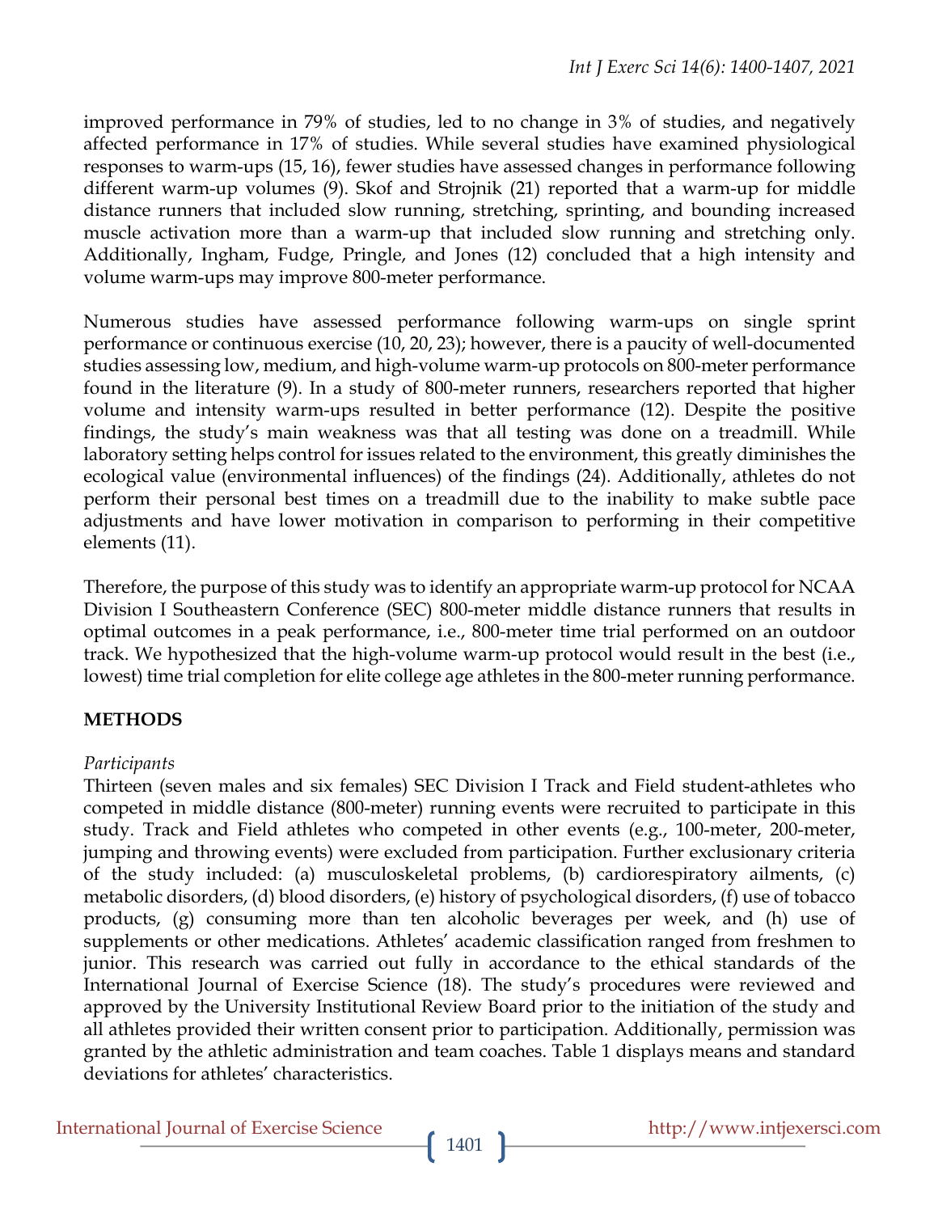improved performance in 79% of studies, led to no change in 3% of studies, and negatively affected performance in 17% of studies. While several studies have examined physiological responses to warm-ups (15, 16), fewer studies have assessed changes in performance following different warm-up volumes (9). Skof and Strojnik (21) reported that a warm-up for middle distance runners that included slow running, stretching, sprinting, and bounding increased muscle activation more than a warm-up that included slow running and stretching only. Additionally, Ingham, Fudge, Pringle, and Jones (12) concluded that a high intensity and volume warm-ups may improve 800-meter performance.

Numerous studies have assessed performance following warm-ups on single sprint performance or continuous exercise (10, 20, 23); however, there is a paucity of well-documented studies assessing low, medium, and high-volume warm-up protocols on 800-meter performance found in the literature (9). In a study of 800-meter runners, researchers reported that higher volume and intensity warm-ups resulted in better performance (12). Despite the positive findings, the study's main weakness was that all testing was done on a treadmill. While laboratory setting helps control for issues related to the environment, this greatly diminishes the ecological value (environmental influences) of the findings (24). Additionally, athletes do not perform their personal best times on a treadmill due to the inability to make subtle pace adjustments and have lower motivation in comparison to performing in their competitive elements (11).

Therefore, the purpose of this study was to identify an appropriate warm-up protocol for NCAA Division I Southeastern Conference (SEC) 800-meter middle distance runners that results in optimal outcomes in a peak performance, i.e., 800-meter time trial performed on an outdoor track. We hypothesized that the high-volume warm-up protocol would result in the best (i.e., lowest) time trial completion for elite college age athletes in the 800-meter running performance.

## METHODS

*Participants*

Thirteen (seven males and six females) SEC Division I Track and Field student-athletes who competed in middle distance (800-meter) running events were recruited to participate in this study. Track and Field athletes who competed in other events (e.g., 100-meter, 200-meter, jumping and throwing events) were excluded from participation. Further exclusionary criteria of the study included: (a) musculoskeletal problems, (b) cardiorespiratory ailments, (c) metabolic disorders, (d) blood disorders, (e) history of psychological disorders, (f) use of tobacco products, (g) consuming more than ten alcoholic beverages per week, and (h) use of supplements or other medications. Athletes' academic classification ranged from freshmen to junior. This research was carried out fully in accordance to the ethical standards of the International Journal of Exercise Science (18). The study's procedures were reviewed and approved by the University Institutional Review Board prior to the initiation of the study and all athletes provided their written consent prior to participation. Additionally, permission was granted by the athletic administration and team coaches. Table 1 displays means and standard deviations for athletes' characteristics.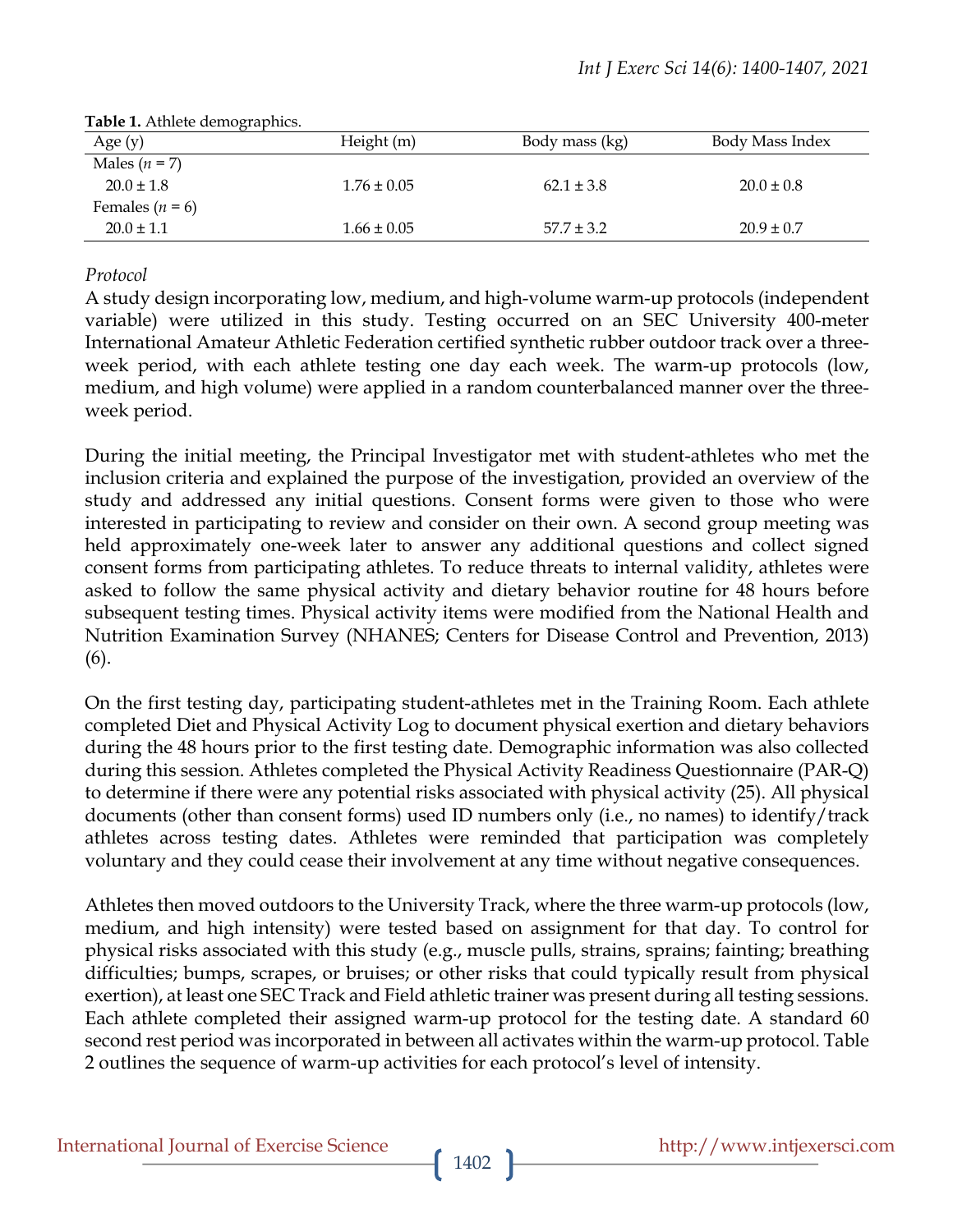**Table 1.** Athlete demographics.

| Age (y) | Height (m) | Body mass (kg) | Body Mass Index |
|---|---|---|---|
| Males (*n* = 7) | | | |
| 20.0 ± 1.8 | 1.76 ± 0.05 | 62.1 ± 3.8 | 20.0 ± 0.8 |
| Females (*n* = 6) | | | |
| 20.0 ± 1.1 | 1.66 ± 0.05 | 57.7 ± 3.2 | 20.9 ± 0.7 |

*Protocol*

A study design incorporating low, medium, and high-volume warm-up protocols (independent variable) were utilized in this study. Testing occurred on an SEC University 400-meter International Amateur Athletic Federation certified synthetic rubber outdoor track over a three-week period, with each athlete testing one day each week. The warm-up protocols (low, medium, and high volume) were applied in a random counterbalanced manner over the three-week period.

During the initial meeting, the Principal Investigator met with student-athletes who met the inclusion criteria and explained the purpose of the investigation, provided an overview of the study and addressed any initial questions. Consent forms were given to those who were interested in participating to review and consider on their own. A second group meeting was held approximately one-week later to answer any additional questions and collect signed consent forms from participating athletes. To reduce threats to internal validity, athletes were asked to follow the same physical activity and dietary behavior routine for 48 hours before subsequent testing times. Physical activity items were modified from the National Health and Nutrition Examination Survey (NHANES; Centers for Disease Control and Prevention, 2013) (6).

On the first testing day, participating student-athletes met in the Training Room. Each athlete completed Diet and Physical Activity Log to document physical exertion and dietary behaviors during the 48 hours prior to the first testing date. Demographic information was also collected during this session. Athletes completed the Physical Activity Readiness Questionnaire (PAR-Q) to determine if there were any potential risks associated with physical activity (25). All physical documents (other than consent forms) used ID numbers only (i.e., no names) to identify/track athletes across testing dates. Athletes were reminded that participation was completely voluntary and they could cease their involvement at any time without negative consequences.

Athletes then moved outdoors to the University Track, where the three warm-up protocols (low, medium, and high intensity) were tested based on assignment for that day. To control for physical risks associated with this study (e.g., muscle pulls, strains, sprains; fainting; breathing difficulties; bumps, scrapes, or bruises; or other risks that could typically result from physical exertion), at least one SEC Track and Field athletic trainer was present during all testing sessions. Each athlete completed their assigned warm-up protocol for the testing date. A standard 60 second rest period was incorporated in between all activates within the warm-up protocol. Table 2 outlines the sequence of warm-up activities for each protocol's level of intensity.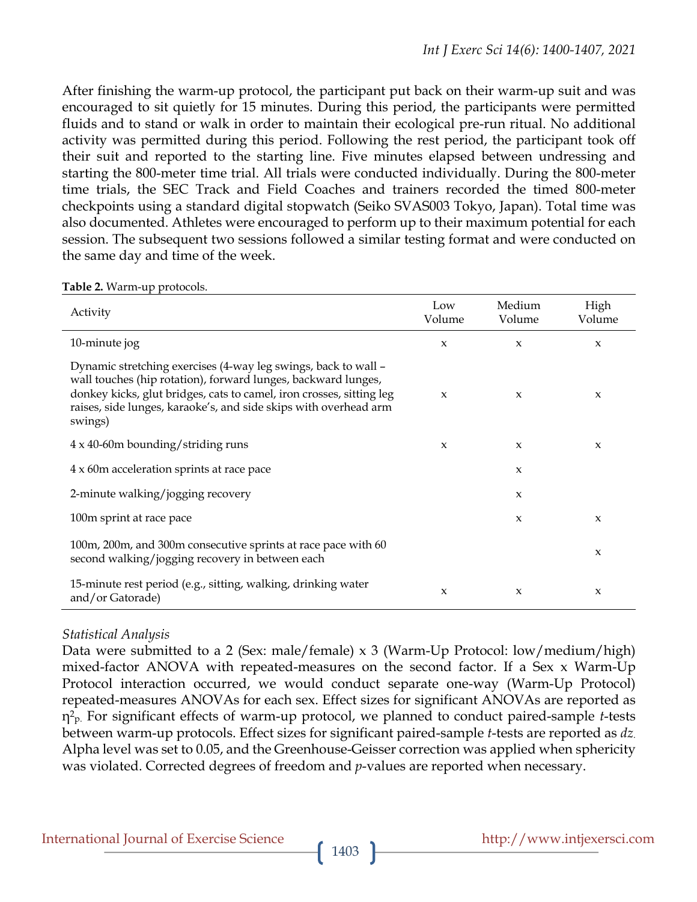After finishing the warm-up protocol, the participant put back on their warm-up suit and was encouraged to sit quietly for 15 minutes. During this period, the participants were permitted fluids and to stand or walk in order to maintain their ecological pre-run ritual. No additional activity was permitted during this period. Following the rest period, the participant took off their suit and reported to the starting line. Five minutes elapsed between undressing and starting the 800-meter time trial. All trials were conducted individually. During the 800-meter time trials, the SEC Track and Field Coaches and trainers recorded the timed 800-meter checkpoints using a standard digital stopwatch (Seiko SVAS003 Tokyo, Japan). Total time was also documented. Athletes were encouraged to perform up to their maximum potential for each session. The subsequent two sessions followed a similar testing format and were conducted on the same day and time of the week.

**Table 2.** Warm-up protocols.

| Activity | Low Volume | Medium Volume | High Volume |
|---|---|---|---|
| 10-minute jog | x | x | x |
| Dynamic stretching exercises (4-way leg swings, back to wall – wall touches (hip rotation), forward lunges, backward lunges, donkey kicks, glut bridges, cats to camel, iron crosses, sitting leg raises, side lunges, karaoke's, and side skips with overhead arm swings) | x | x | x |
| 4 x 40-60m bounding/striding runs | x | x | x |
| 4 x 60m acceleration sprints at race pace | | x | |
| 2-minute walking/jogging recovery | | x | |
| 100m sprint at race pace | | x | x |
| 100m, 200m, and 300m consecutive sprints at race pace with 60 second walking/jogging recovery in between each | | | x |
| 15-minute rest period (e.g., sitting, walking, drinking water and/or Gatorade) | x | x | x |

*Statistical Analysis*

Data were submitted to a 2 (Sex: male/female) x 3 (Warm-Up Protocol: low/medium/high) mixed-factor ANOVA with repeated-measures on the second factor. If a Sex x Warm-Up Protocol interaction occurred, we would conduct separate one-way (Warm-Up Protocol) repeated-measures ANOVAs for each sex. Effect sizes for significant ANOVAs are reported as $\eta^2_p$. For significant effects of warm-up protocol, we planned to conduct paired-sample *t*-tests between warm-up protocols. Effect sizes for significant paired-sample *t*-tests are reported as *dz*. Alpha level was set to 0.05, and the Greenhouse-Geisser correction was applied when sphericity was violated. Corrected degrees of freedom and *p*-values are reported when necessary.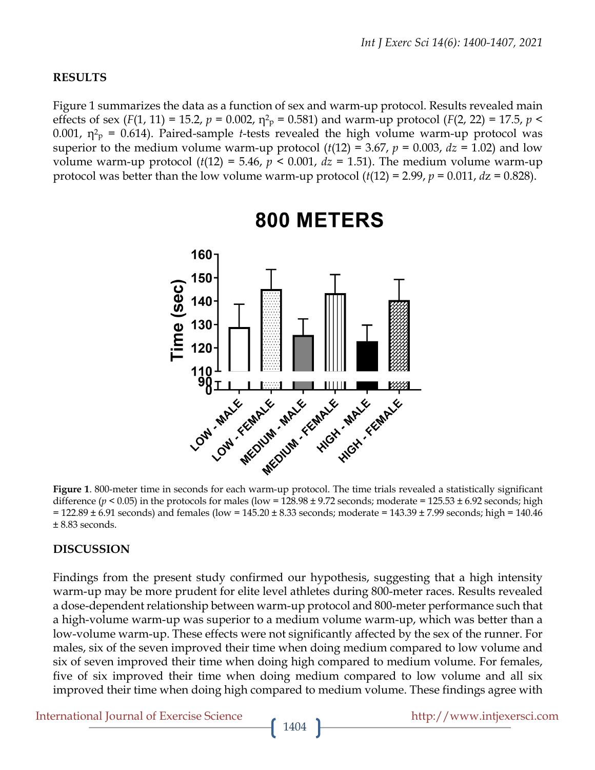## RESULTS

Figure 1 summarizes the data as a function of sex and warm-up protocol. Results revealed main effects of sex ($F(1, 11) = 15.2$, $p = 0.002$, $\eta^2_p = 0.581$) and warm-up protocol ($F(2, 22) = 17.5$, $p < 0.001$, $\eta^2_p = 0.614$). Paired-sample *t*-tests revealed the high volume warm-up protocol was superior to the medium volume warm-up protocol ($t(12) = 3.67$, $p = 0.003$, $dz = 1.02$) and low volume warm-up protocol ($t(12) = 5.46$, $p < 0.001$, $dz = 1.51$). The medium volume warm-up protocol was better than the low volume warm-up protocol ($t(12) = 2.99$, $p = 0.011$, $dz = 0.828$).

**Figure 1**. 800-meter time in seconds for each warm-up protocol. The time trials revealed a statistically significant difference ($p < 0.05$) in the protocols for males (low = 128.98 ± 9.72 seconds; moderate = 125.53 ± 6.92 seconds; high = 122.89 ± 6.91 seconds) and females (low = 145.20 ± 8.33 seconds; moderate = 143.39 ± 7.99 seconds; high = 140.46 ± 8.83 seconds.

## DISCUSSION

Findings from the present study confirmed our hypothesis, suggesting that a high intensity warm-up may be more prudent for elite level athletes during 800-meter races. Results revealed a dose-dependent relationship between warm-up protocol and 800-meter performance such that a high-volume warm-up was superior to a medium volume warm-up, which was better than a low-volume warm-up. These effects were not significantly affected by the sex of the runner. For males, six of the seven improved their time when doing medium compared to low volume and six of seven improved their time when doing high compared to medium volume. For females, five of six improved their time when doing medium compared to low volume and all six improved their time when doing high compared to medium volume. These findings agree with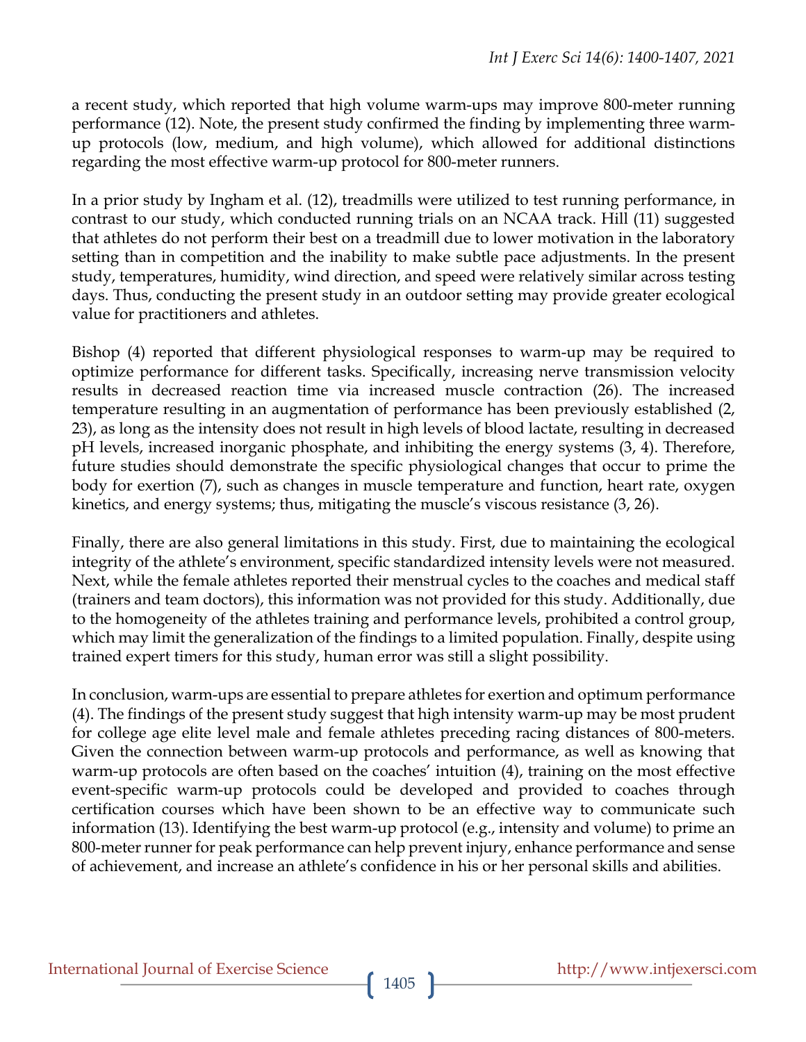a recent study, which reported that high volume warm-ups may improve 800-meter running performance (12). Note, the present study confirmed the finding by implementing three warm-up protocols (low, medium, and high volume), which allowed for additional distinctions regarding the most effective warm-up protocol for 800-meter runners.

In a prior study by Ingham et al. (12), treadmills were utilized to test running performance, in contrast to our study, which conducted running trials on an NCAA track. Hill (11) suggested that athletes do not perform their best on a treadmill due to lower motivation in the laboratory setting than in competition and the inability to make subtle pace adjustments. In the present study, temperatures, humidity, wind direction, and speed were relatively similar across testing days. Thus, conducting the present study in an outdoor setting may provide greater ecological value for practitioners and athletes.

Bishop (4) reported that different physiological responses to warm-up may be required to optimize performance for different tasks. Specifically, increasing nerve transmission velocity results in decreased reaction time via increased muscle contraction (26). The increased temperature resulting in an augmentation of performance has been previously established (2, 23), as long as the intensity does not result in high levels of blood lactate, resulting in decreased pH levels, increased inorganic phosphate, and inhibiting the energy systems (3, 4). Therefore, future studies should demonstrate the specific physiological changes that occur to prime the body for exertion (7), such as changes in muscle temperature and function, heart rate, oxygen kinetics, and energy systems; thus, mitigating the muscle's viscous resistance (3, 26).

Finally, there are also general limitations in this study. First, due to maintaining the ecological integrity of the athlete's environment, specific standardized intensity levels were not measured. Next, while the female athletes reported their menstrual cycles to the coaches and medical staff (trainers and team doctors), this information was not provided for this study. Additionally, due to the homogeneity of the athletes training and performance levels, prohibited a control group, which may limit the generalization of the findings to a limited population. Finally, despite using trained expert timers for this study, human error was still a slight possibility.

In conclusion, warm-ups are essential to prepare athletes for exertion and optimum performance (4). The findings of the present study suggest that high intensity warm-up may be most prudent for college age elite level male and female athletes preceding racing distances of 800-meters. Given the connection between warm-up protocols and performance, as well as knowing that warm-up protocols are often based on the coaches' intuition (4), training on the most effective event-specific warm-up protocols could be developed and provided to coaches through certification courses which have been shown to be an effective way to communicate such information (13). Identifying the best warm-up protocol (e.g., intensity and volume) to prime an 800-meter runner for peak performance can help prevent injury, enhance performance and sense of achievement, and increase an athlete's confidence in his or her personal skills and abilities.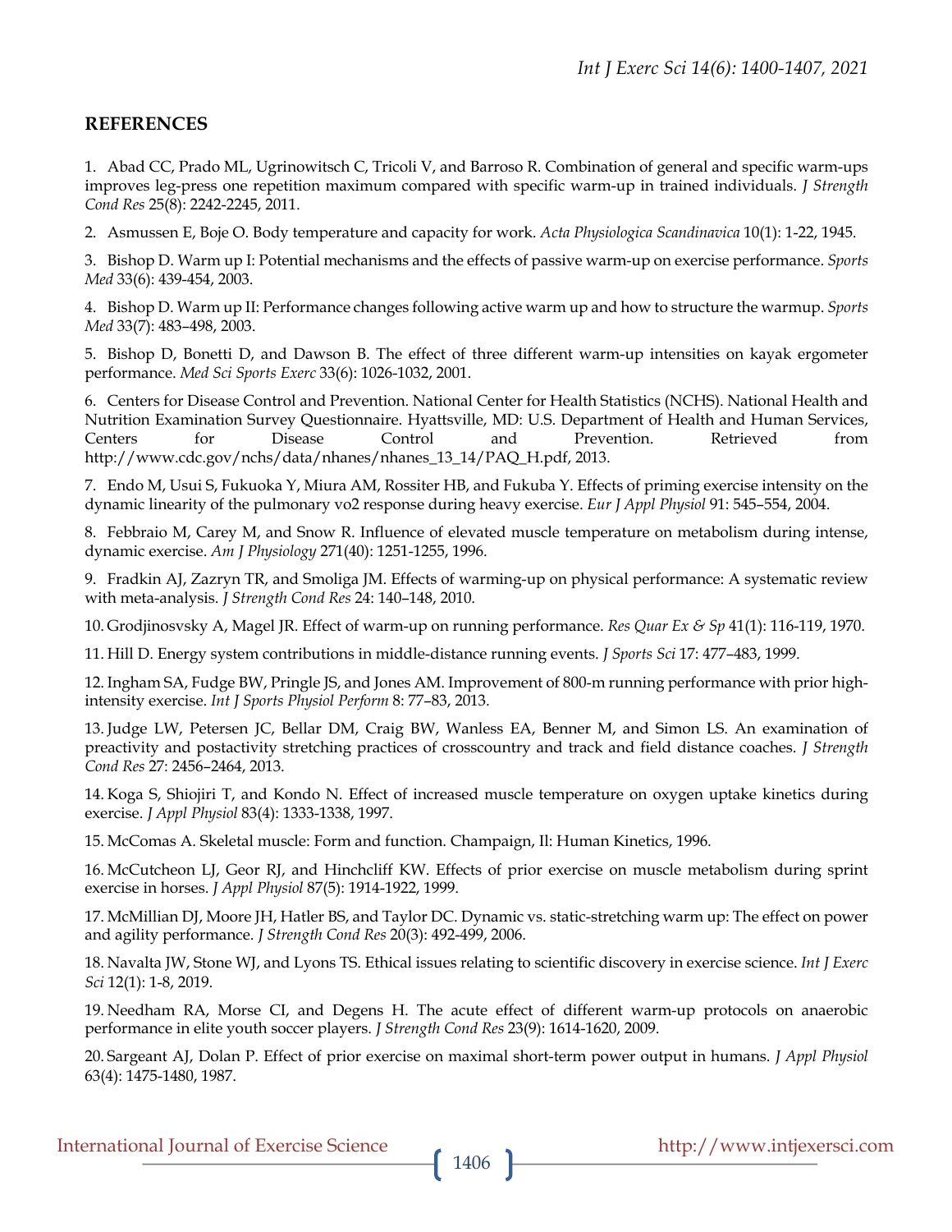## REFERENCES

1. Abad CC, Prado ML, Ugrinowitsch C, Tricoli V, and Barroso R. Combination of general and specific warm-ups improves leg-press one repetition maximum compared with specific warm-up in trained individuals. *J Strength Cond Res* 25(8): 2242-2245, 2011.

2. Asmussen E, Boje O. Body temperature and capacity for work. *Acta Physiologica Scandinavica* 10(1): 1-22, 1945.

3. Bishop D. Warm up I: Potential mechanisms and the effects of passive warm-up on exercise performance. *Sports Med* 33(6): 439-454, 2003.

4. Bishop D. Warm up II: Performance changes following active warm up and how to structure the warmup. *Sports Med* 33(7): 483–498, 2003.

5. Bishop D, Bonetti D, and Dawson B. The effect of three different warm-up intensities on kayak ergometer performance. *Med Sci Sports Exerc* 33(6): 1026-1032, 2001.

6. Centers for Disease Control and Prevention. National Center for Health Statistics (NCHS). National Health and Nutrition Examination Survey Questionnaire. Hyattsville, MD: U.S. Department of Health and Human Services, Centers for Disease Control and Prevention. Retrieved from http://www.cdc.gov/nchs/data/nhanes/nhanes_13_14/PAQ_H.pdf, 2013.

7. Endo M, Usui S, Fukuoka Y, Miura AM, Rossiter HB, and Fukuba Y. Effects of priming exercise intensity on the dynamic linearity of the pulmonary vo2 response during heavy exercise. *Eur J Appl Physiol* 91: 545–554, 2004.

8. Febbraio M, Carey M, and Snow R. Influence of elevated muscle temperature on metabolism during intense, dynamic exercise. *Am J Physiology* 271(40): 1251-1255, 1996.

9. Fradkin AJ, Zazryn TR, and Smoliga JM. Effects of warming-up on physical performance: A systematic review with meta-analysis. *J Strength Cond Res* 24: 140–148, 2010.

10. Grodjinosvsky A, Magel JR. Effect of warm-up on running performance. *Res Quar Ex & Sp* 41(1): 116-119, 1970.

11. Hill D. Energy system contributions in middle-distance running events. *J Sports Sci* 17: 477–483, 1999.

12. Ingham SA, Fudge BW, Pringle JS, and Jones AM. Improvement of 800-m running performance with prior high-intensity exercise. *Int J Sports Physiol Perform* 8: 77–83, 2013.

13. Judge LW, Petersen JC, Bellar DM, Craig BW, Wanless EA, Benner M, and Simon LS. An examination of preactivity and postactivity stretching practices of crosscountry and track and field distance coaches. *J Strength Cond Res* 27: 2456–2464, 2013.

14. Koga S, Shiojiri T, and Kondo N. Effect of increased muscle temperature on oxygen uptake kinetics during exercise. *J Appl Physiol* 83(4): 1333-1338, 1997.

15. McComas A. Skeletal muscle: Form and function. Champaign, Il: Human Kinetics, 1996.

16. McCutcheon LJ, Geor RJ, and Hinchcliff KW. Effects of prior exercise on muscle metabolism during sprint exercise in horses. *J Appl Physiol* 87(5): 1914-1922, 1999.

17. McMillian DJ, Moore JH, Hatler BS, and Taylor DC. Dynamic vs. static-stretching warm up: The effect on power and agility performance. *J Strength Cond Res* 20(3): 492-499, 2006.

18. Navalta JW, Stone WJ, and Lyons TS. Ethical issues relating to scientific discovery in exercise science. *Int J Exerc Sci* 12(1): 1-8, 2019.

19. Needham RA, Morse CI, and Degens H. The acute effect of different warm-up protocols on anaerobic performance in elite youth soccer players. *J Strength Cond Res* 23(9): 1614-1620, 2009.

20. Sargeant AJ, Dolan P. Effect of prior exercise on maximal short-term power output in humans. *J Appl Physiol* 63(4): 1475-1480, 1987.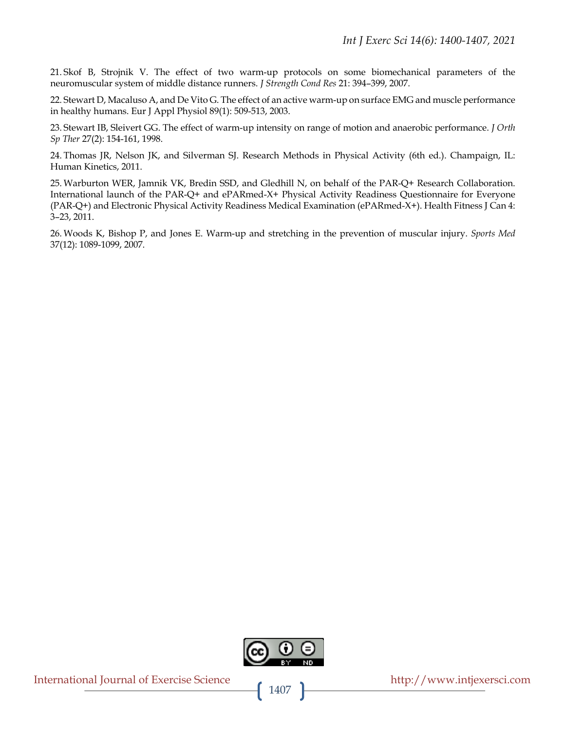21. Skof B, Strojnik V. The effect of two warm-up protocols on some biomechanical parameters of the neuromuscular system of middle distance runners. *J Strength Cond Res* 21: 394–399, 2007.

22. Stewart D, Macaluso A, and De Vito G. The effect of an active warm-up on surface EMG and muscle performance in healthy humans. Eur J Appl Physiol 89(1): 509-513, 2003.

23. Stewart IB, Sleivert GG. The effect of warm-up intensity on range of motion and anaerobic performance. *J Orth Sp Ther* 27(2): 154-161, 1998.

24. Thomas JR, Nelson JK, and Silverman SJ. Research Methods in Physical Activity (6th ed.). Champaign, IL: Human Kinetics, 2011.

25. Warburton WER, Jamnik VK, Bredin SSD, and Gledhill N, on behalf of the PAR-Q+ Research Collaboration. International launch of the PAR-Q+ and ePARmed-X+ Physical Activity Readiness Questionnaire for Everyone (PAR-Q+) and Electronic Physical Activity Readiness Medical Examination (ePARmed-X+). Health Fitness J Can 4: 3–23, 2011.

26. Woods K, Bishop P, and Jones E. Warm-up and stretching in the prevention of muscular injury. *Sports Med* 37(12): 1089-1099, 2007.